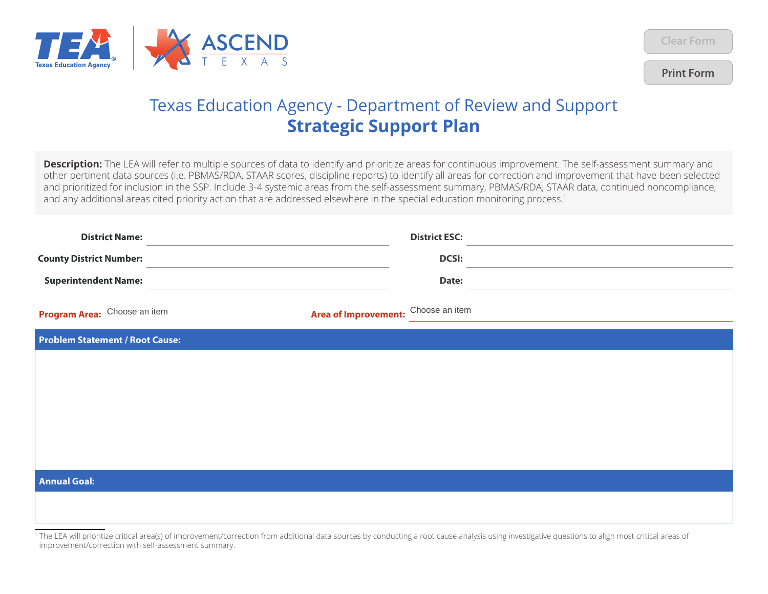Texas Education Agency · ASCEND TEXAS

Clear Form

Print Form

# Texas Education Agency - Department of Review and Support

## Strategic Support Plan

**Description:** The LEA will refer to multiple sources of data to identify and prioritize areas for continuous improvement. The self-assessment summary and other pertinent data sources (i.e. PBMAS/RDA, STAAR scores, discipline reports) to identify all areas for correction and improvement that have been selected and prioritized for inclusion in the SSP. Include 3-4 systemic areas from the self-assessment summary, PBMAS/RDA, STAAR data, continued noncompliance, and any additional areas cited priority action that are addressed elsewhere in the special education monitoring process.[1]

**District Name:** ______________________  **District ESC:** ______________________

**County District Number:** ______________________  **DCSI:** ______________________

**Superintendent Name:** ______________________  **Date:** ______________________

**Program Area:** Choose an item  **Area of Improvement:** Choose an item

**Problem Statement / Root Cause:**

**Annual Goal:**

[1] The LEA will prioritize critical area(s) of improvement/correction from additional data sources by conducting a root cause analysis using investigative questions to align most critical areas of improvement/correction with self-assessment summary.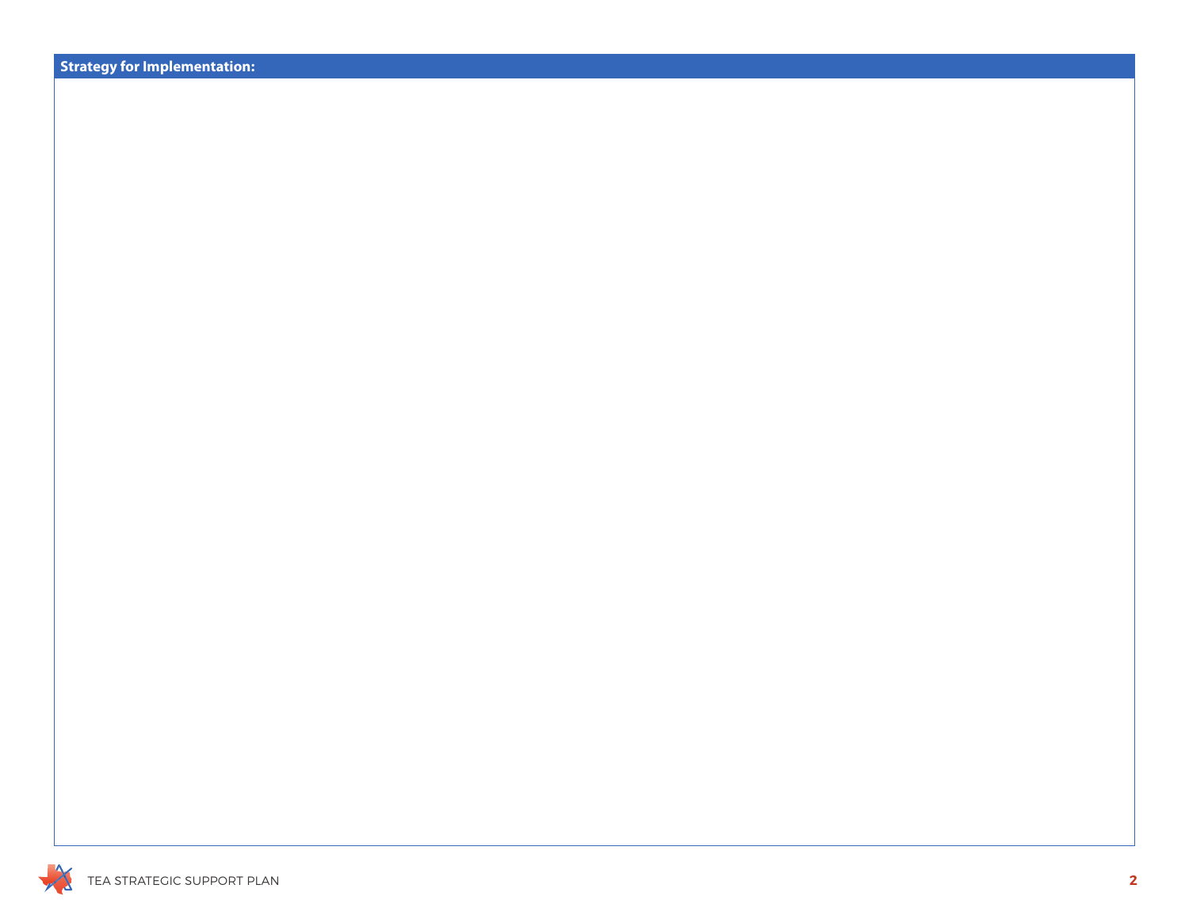**Strategy for Implementation:**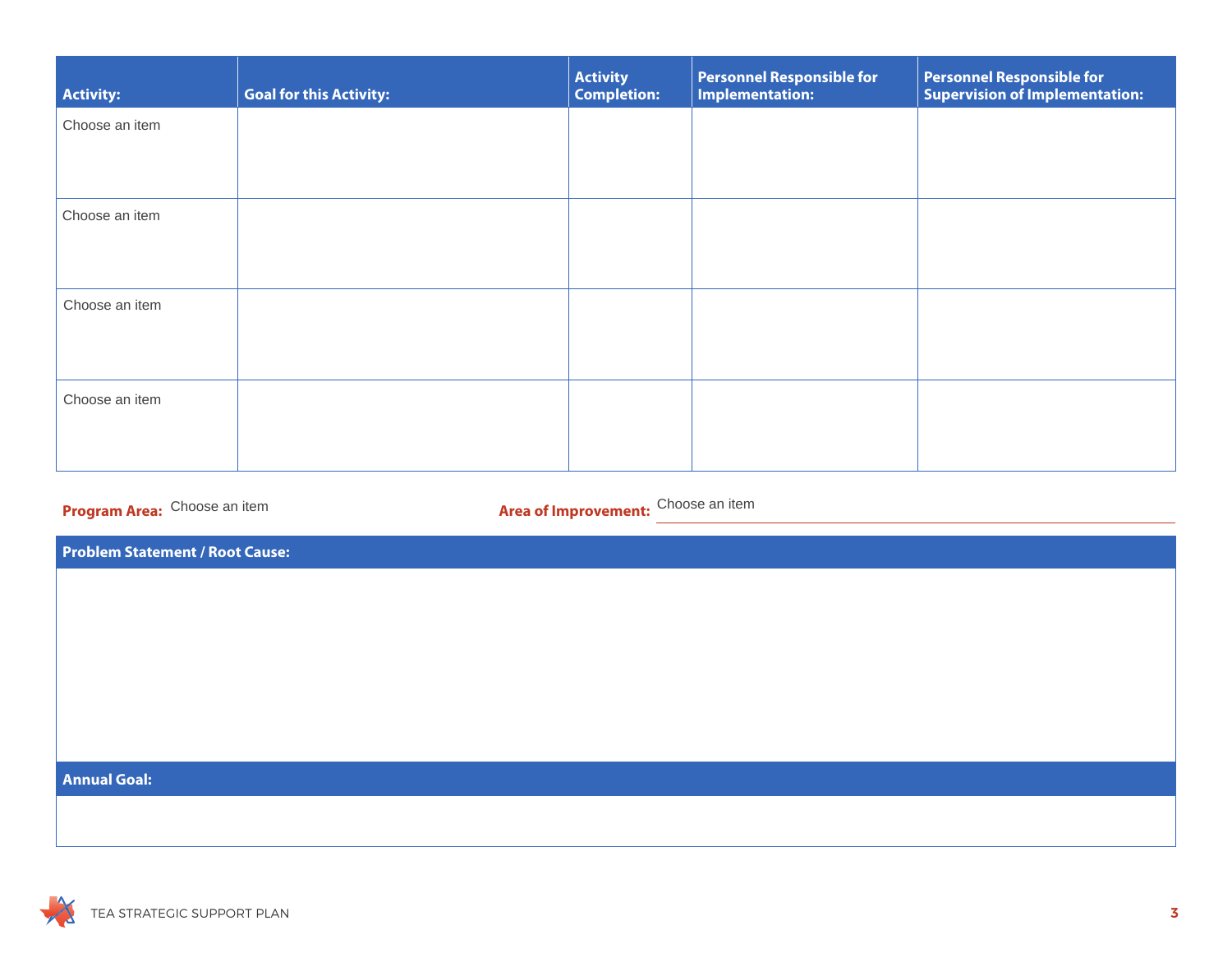| Activity: | Goal for this Activity: | Activity Completion: | Personnel Responsible for Implementation: | Personnel Responsible for Supervision of Implementation: |
|---|---|---|---|---|
| Choose an item | | | | |
| Choose an item | | | | |
| Choose an item | | | | |
| Choose an item | | | | |

**Program Area:** Choose an item **Area of Improvement:** Choose an item

| Problem Statement / Root Cause: |
|---|
| |

| Annual Goal: |
|---|
| |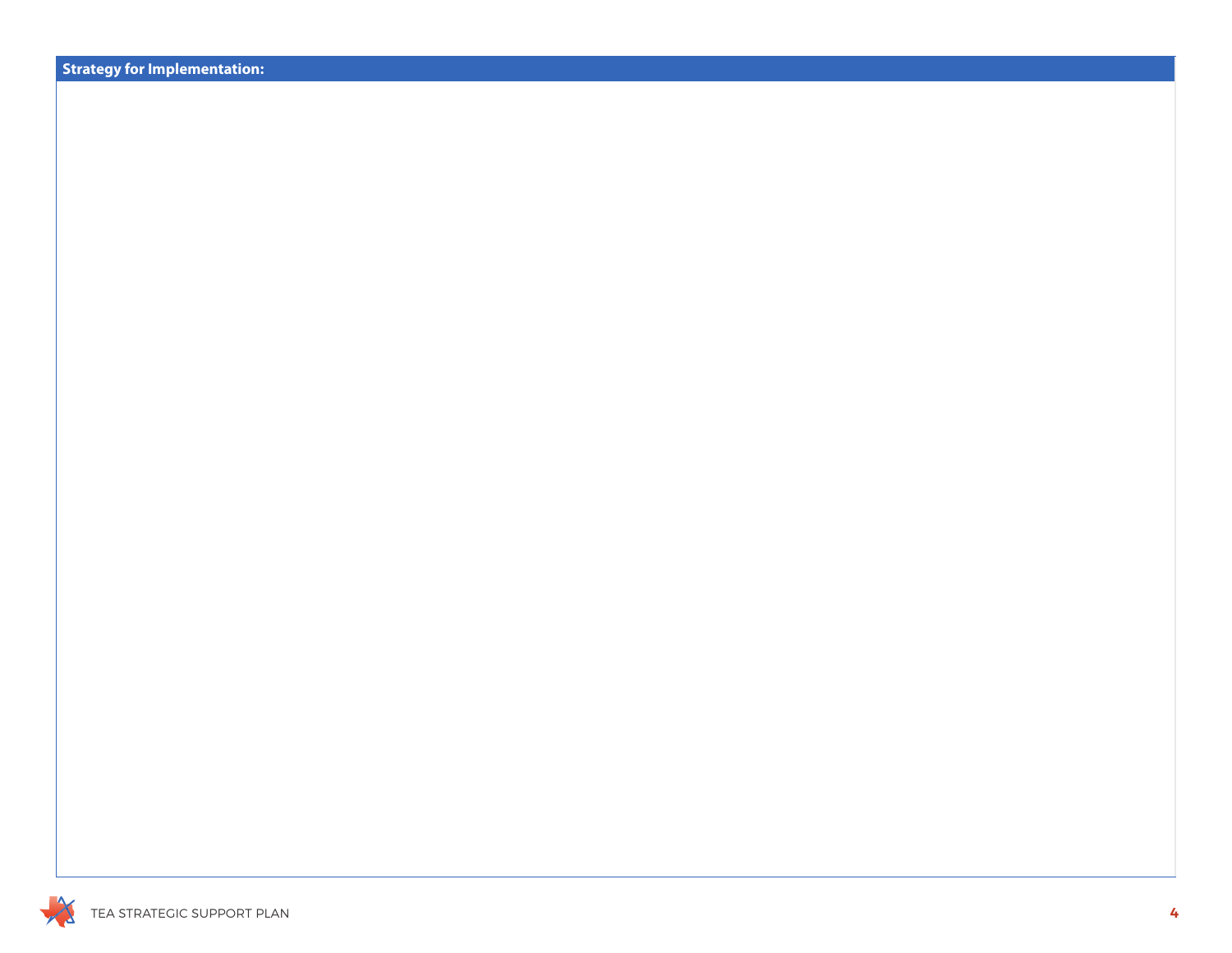| Strategy for Implementation: |
| --- |
| |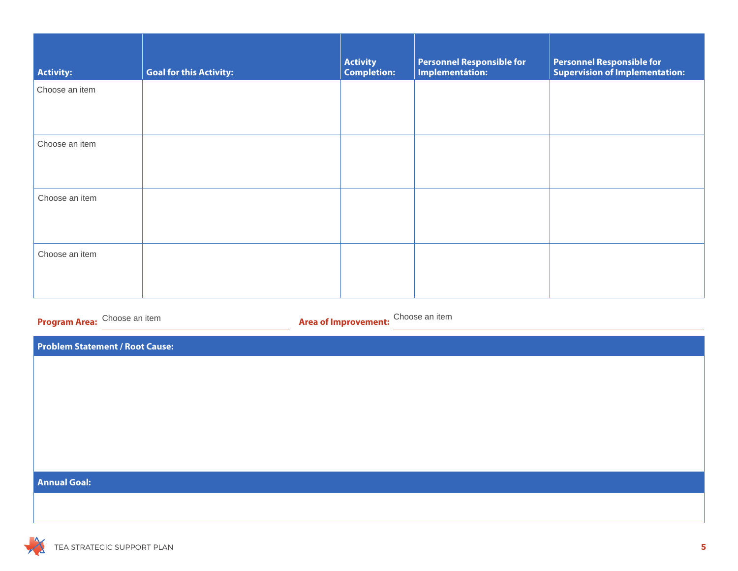| Activity: | Goal for this Activity: | Activity Completion: | Personnel Responsible for Implementation: | Personnel Responsible for Supervision of Implementation: |
|---|---|---|---|---|
| Choose an item | | | | |
| Choose an item | | | | |
| Choose an item | | | | |
| Choose an item | | | | |

**Program Area:** Choose an item **Area of Improvement:** Choose an item

| Problem Statement / Root Cause: |
|---|
| |

| Annual Goal: |
|---|
| |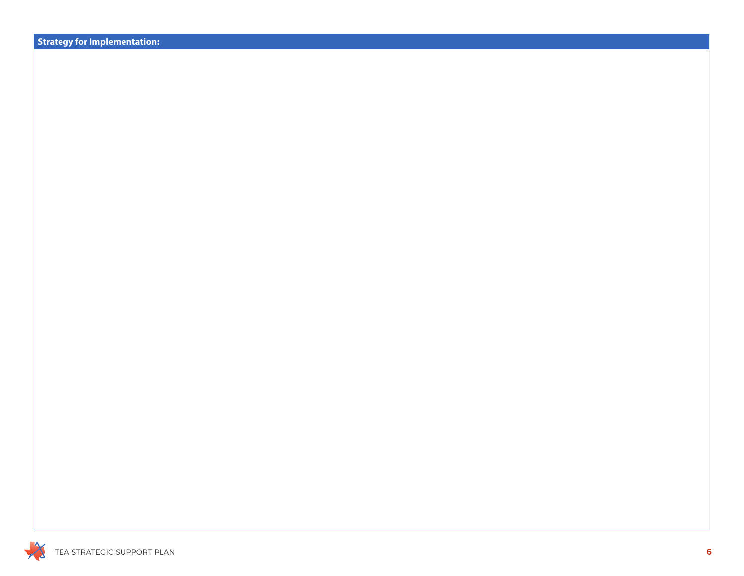**Strategy for Implementation:**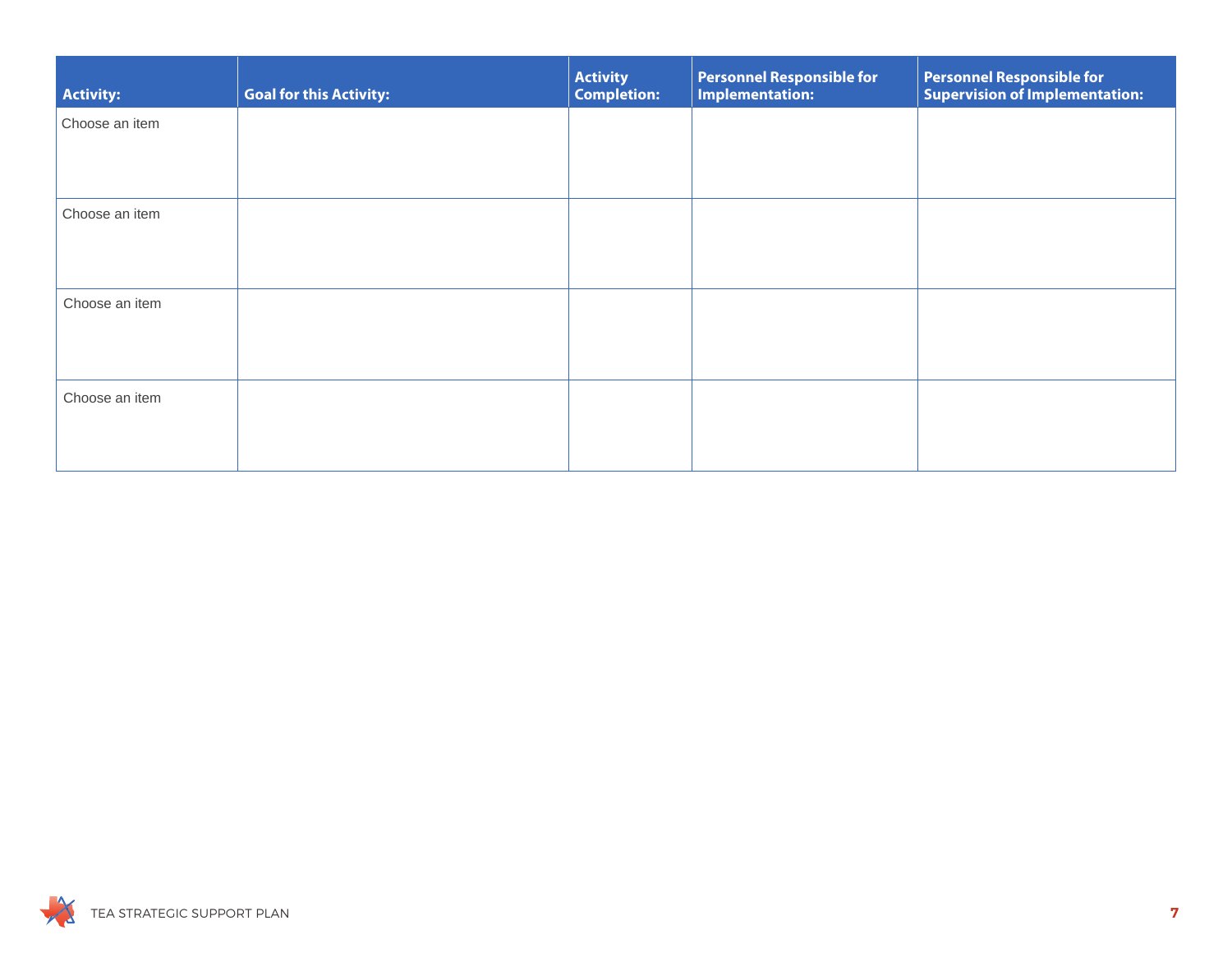| Activity: | Goal for this Activity: | Activity Completion: | Personnel Responsible for Implementation: | Personnel Responsible for Supervision of Implementation: |
|---|---|---|---|---|
| Choose an item | | | | |
| Choose an item | | | | |
| Choose an item | | | | |
| Choose an item | | | | |